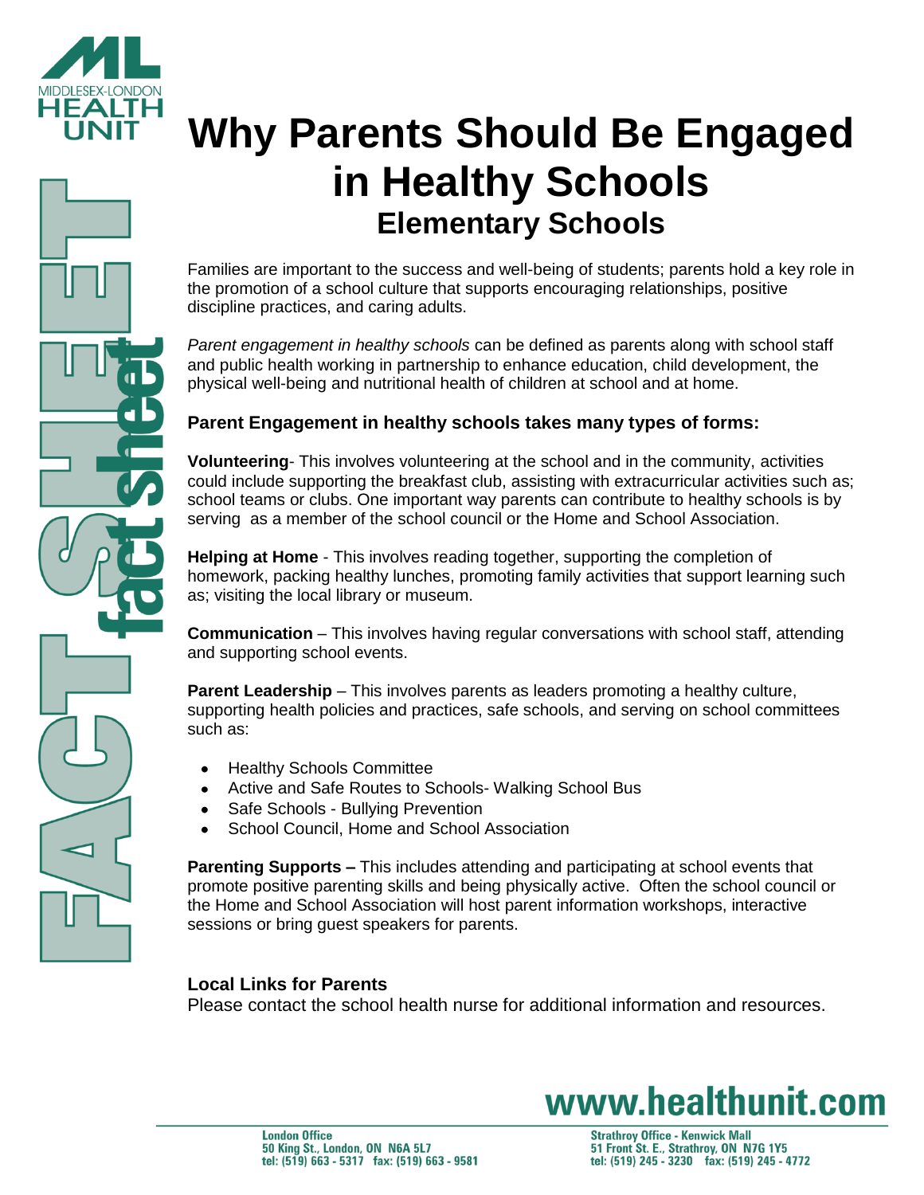MIDDLESEX-LONDON HEALTH UNIT

# Why Parents Should Be Engaged in Healthy Schools

## Elementary Schools

Families are important to the success and well-being of students; parents hold a key role in the promotion of a school culture that supports encouraging relationships, positive discipline practices, and caring adults.

*Parent engagement in healthy schools* can be defined as parents along with school staff and public health working in partnership to enhance education, child development, the physical well-being and nutritional health of children at school and at home.

### Parent Engagement in healthy schools takes many types of forms:

**Volunteering**- This involves volunteering at the school and in the community, activities could include supporting the breakfast club, assisting with extracurricular activities such as; school teams or clubs. One important way parents can contribute to healthy schools is by serving as a member of the school council or the Home and School Association.

**Helping at Home** - This involves reading together, supporting the completion of homework, packing healthy lunches, promoting family activities that support learning such as; visiting the local library or museum.

**Communication** – This involves having regular conversations with school staff, attending and supporting school events.

**Parent Leadership** – This involves parents as leaders promoting a healthy culture, supporting health policies and practices, safe schools, and serving on school committees such as:

- Healthy Schools Committee
- Active and Safe Routes to Schools- Walking School Bus
- Safe Schools - Bullying Prevention
- School Council, Home and School Association

**Parenting Supports –** This includes attending and participating at school events that promote positive parenting skills and being physically active. Often the school council or the Home and School Association will host parent information workshops, interactive sessions or bring guest speakers for parents.

### Local Links for Parents

Please contact the school health nurse for additional information and resources.

www.healthunit.com

**London Office**
50 King St., London, ON N6A 5L7
tel: (519) 663 - 5317 fax: (519) 663 - 9581

**Strathroy Office - Kenwick Mall**
51 Front St. E., Strathroy, ON N7G 1Y5
tel: (519) 245 - 3230 fax: (519) 245 - 4772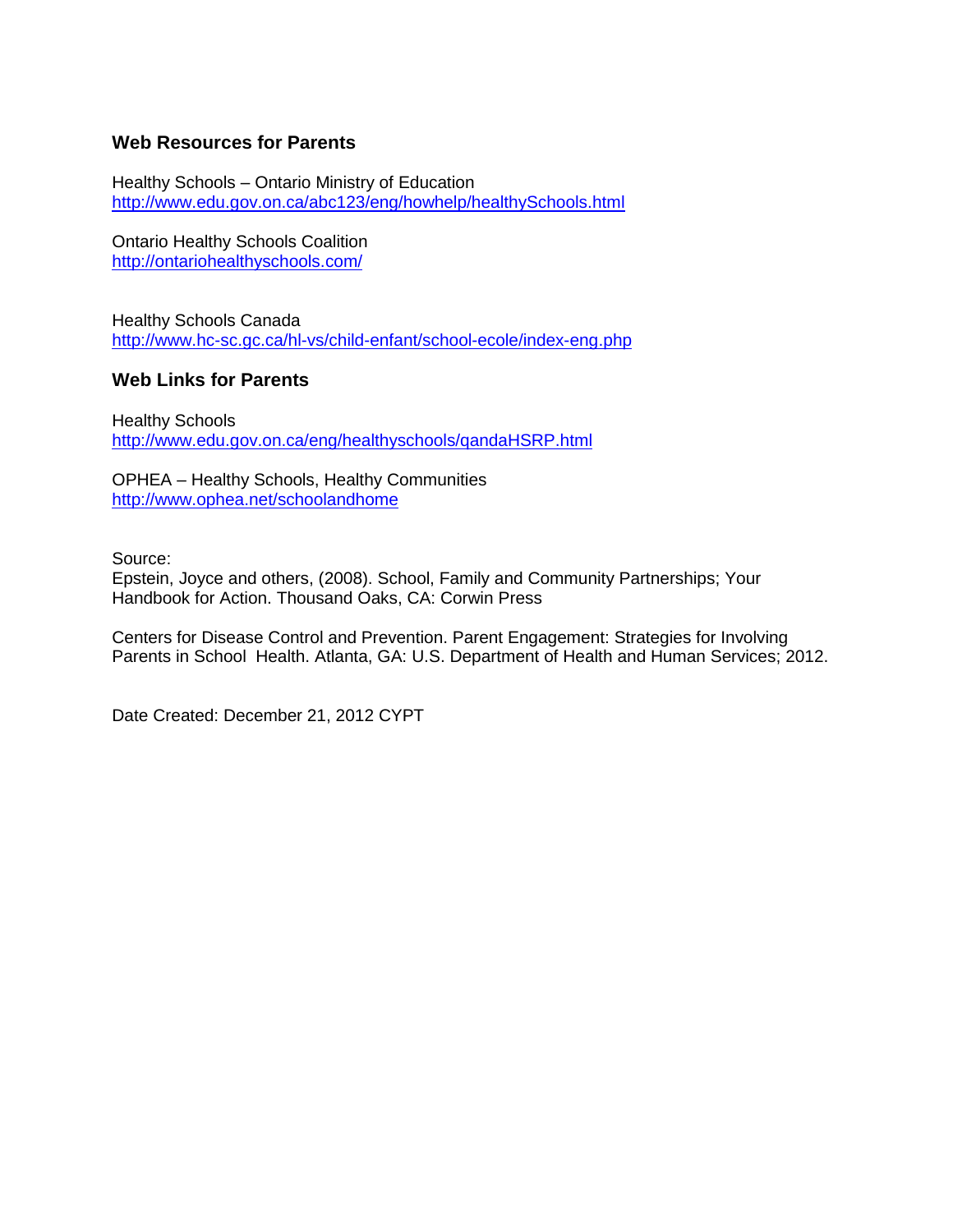## Web Resources for Parents

Healthy Schools – Ontario Ministry of Education
http://www.edu.gov.on.ca/abc123/eng/howhelp/healthySchools.html

Ontario Healthy Schools Coalition
http://ontariohealthyschools.com/

Healthy Schools Canada
http://www.hc-sc.gc.ca/hl-vs/child-enfant/school-ecole/index-eng.php

## Web Links for Parents

Healthy Schools
http://www.edu.gov.on.ca/eng/healthyschools/qandaHSRP.html

OPHEA – Healthy Schools, Healthy Communities
http://www.ophea.net/schoolandhome

Source:
Epstein, Joyce and others, (2008). School, Family and Community Partnerships; Your Handbook for Action. Thousand Oaks, CA: Corwin Press

Centers for Disease Control and Prevention. Parent Engagement: Strategies for Involving Parents in School Health. Atlanta, GA: U.S. Department of Health and Human Services; 2012.

Date Created: December 21, 2012 CYPT